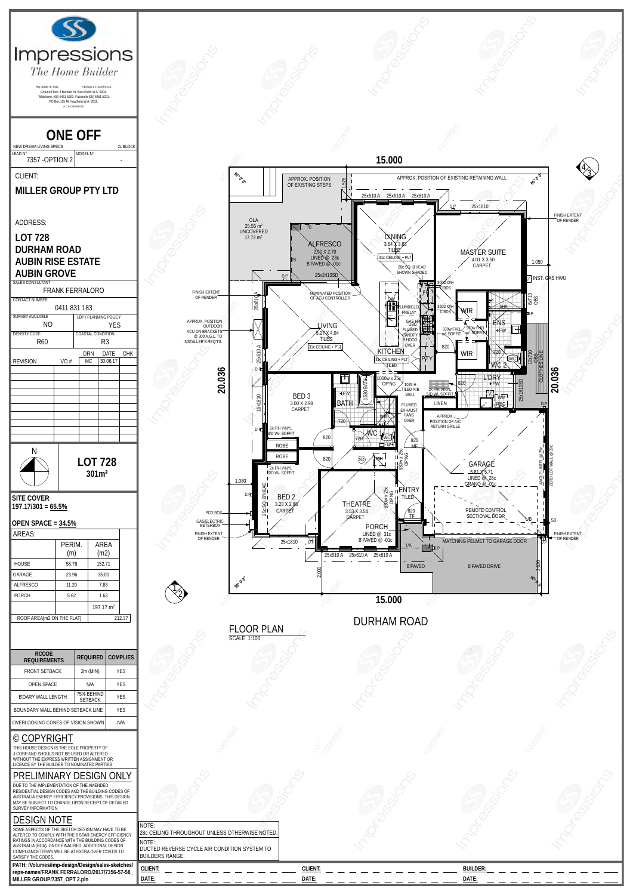# Impressions

*The Home Builder*

Reg. Builder N° 6415. A Division of J. Corp Pty Ltd.
Ground Floor, 8 Bennett St. East Perth W.A. 6004.
Telephone: (08) 6461 5200. Facsimile (08) 6461 5201.
PO Box 115 Mt Hawthorn W.A. 6016.
A.C.N. 009 063 376

## ONE OFF

NEW DREAM LIVING SPECS — 2c BLOCK

LEAD N°: 7357 -OPTION 2 — MODEL N°: -

CLIENT:

**MILLER GROUP PTY LTD**

ADDRESS:

**LOT 728**
**DURHAM ROAD**
**AUBIN RISE ESTATE**
**AUBIN GROVE**

SALES CONSULTANT: FRANK FERRALORO

CONTACT NUMBER: 0411 831 183

| SURVEY AVAILABLE | LDP / PLANNING POLICY |
|---|---|
| NO | YES |

| DENSITY CODE | COASTAL CONDITION |
|---|---|
| R60 | R3 |

| REVISION | VO # | DRN | DATE | CHK |
|---|---|---|---|---|
| | | MC | 30.06.17 | |

N

**LOT 728**
**301m²**

**SITE COVER**
**197.17/301 = 65.5%**

**OPEN SPACE = 34.5%**

| AREAS: | PERIM. (m) | AREA (m2) |
|---|---|---|
| HOUSE | 58.76 | 152.71 |
| GARAGE | 23.96 | 35.00 |
| ALFRESCO | 11.20 | 7.83 |
| PORCH | 5.62 | 1.63 |
| | | 197.17 m² |
| ROOF AREA[m2 ON THE FLAT] | | 212.37 |

| RCODE REQUIREMENTS | REQUIRED | COMPLIES |
|---|---|---|
| FRONT SETBACK | 2m (MIN) | YES |
| OPEN SPACE | N/A | YES |
| B'DARY WALL LENGTH | 75% BEHIND SETBACK | YES |
| BOUNDARY WALL BEHIND SETBACK LINE | | YES |
| OVERLOOKING CONES OF VISION SHOWN | | N/A |

## © COPYRIGHT

THIS HOUSE DESIGN IS THE SOLE PROPERTY OF J-CORP AND SHOULD NOT BE USED OR ALTERED WITHOUT THE EXPRESS WRITTEN ASSIGNMENT OR LICENCE BY THE BUILDER TO NOMINATED PARTIES

## PRELIMINARY DESIGN ONLY

DUE TO THE IMPLEMENTATION OF THE AMENDED RESIDENTIAL DESIGN CODES AND THE BUILDING CODES OF AUSTRALIA ENERGY EFFICIENCY PROVISIONS, THIS DESIGN MAY BE SUBJECT TO CHANGE UPON RECEIPT OF DETAILED SURVEY INFORMATION.

## DESIGN NOTE

SOME ASPECTS OF THE SKETCH DESIGN MAY HAVE TO BE ALTERED TO COMPLY WITH THE 6 STAR ENERGY EFFICIENCY RATINGS IN ACCORDANCE WITH THE BUILDING CODES OF AUSTRALIA (BCA). ONCE FINALISED, ADDITIONAL DESIGN COMPLIANCE ITEMS WILL BE AT EXTRA OVER COST/S TO SATISFY THE CODES.

**PATH: /Volumes/imp-design/Design/sales-sketches/reps-names/FRANK FERRALORO/2017/7356-57-58_MILLER GROUP/7357_OPT 2.pln**

---

15.000

APPROX. POSITION OF EXISTING STEPS — APPROX. POSITION OF EXISTING RETAINING WALL

OLA 25.55 m² UNCOVERED 17.72 m²

ALFRESCO 2.90 X 2.70 LINED @ 28c B'PAVED @ -01c

DINING 3.64 X 3.63 TILED — 31c CEILING + PLT — 28c SQ. B'HEAD SHOWN SHADED

MASTER SUITE 4.01 X 3.50 CARPET

WIR — ENS — WIR — WC 2 — L'DRY — LINEN

LIVING 5.27 X 4.04 TILED — 31c CEILING + PLT

KITCHEN — 31c CEILING + PLT — TILED — PTY

NOMINATED POSITION OF A/CU CONTROLLER

APPROX. POSITION OUTDOOR ACU ON BRACKETS @ 300 A.G.L. TO INSTALLER'S REQ'TS.

BED 3 3.00 X 2.98 CARPET — BATH — WC 1

BED 2 3.23 X 2.88 CARPET

THEATRE 3.53 X 3.54 CARPET

ENTRY TILED

PORCH LINED @ 31c B'PAVED @ -01c

GARAGE 5.81 X 5.71 LINED @ 28c GRANO @ -01c

REMOTE CONTROL SECTIONAL DOOR — MATCHING PELMET TO GARAGE DOOR

B'PAVED — B'PAVED DRIVE

FINISH EXTENT OF RENDER — INST. GAS HWU — CLOTHES LINE — ZERO LOT WALL @ 25c — PCD BOX — GAS/ELECTRIC METERBOX

20.036 — 15.000

DURHAM ROAD

FLOOR PLAN
SCALE 1:100

NOTE:
28c CEILING THROUGHOUT UNLESS OTHERWISE NOTED.

NOTE:
DUCTED REVERSE CYCLE AIR CONDITION SYSTEM TO BUILDERS RANGE.

**CLIENT:** ____ **CLIENT:** ____ **BUILDER:** ____
**DATE:** ____ **DATE:** ____ **DATE:** ____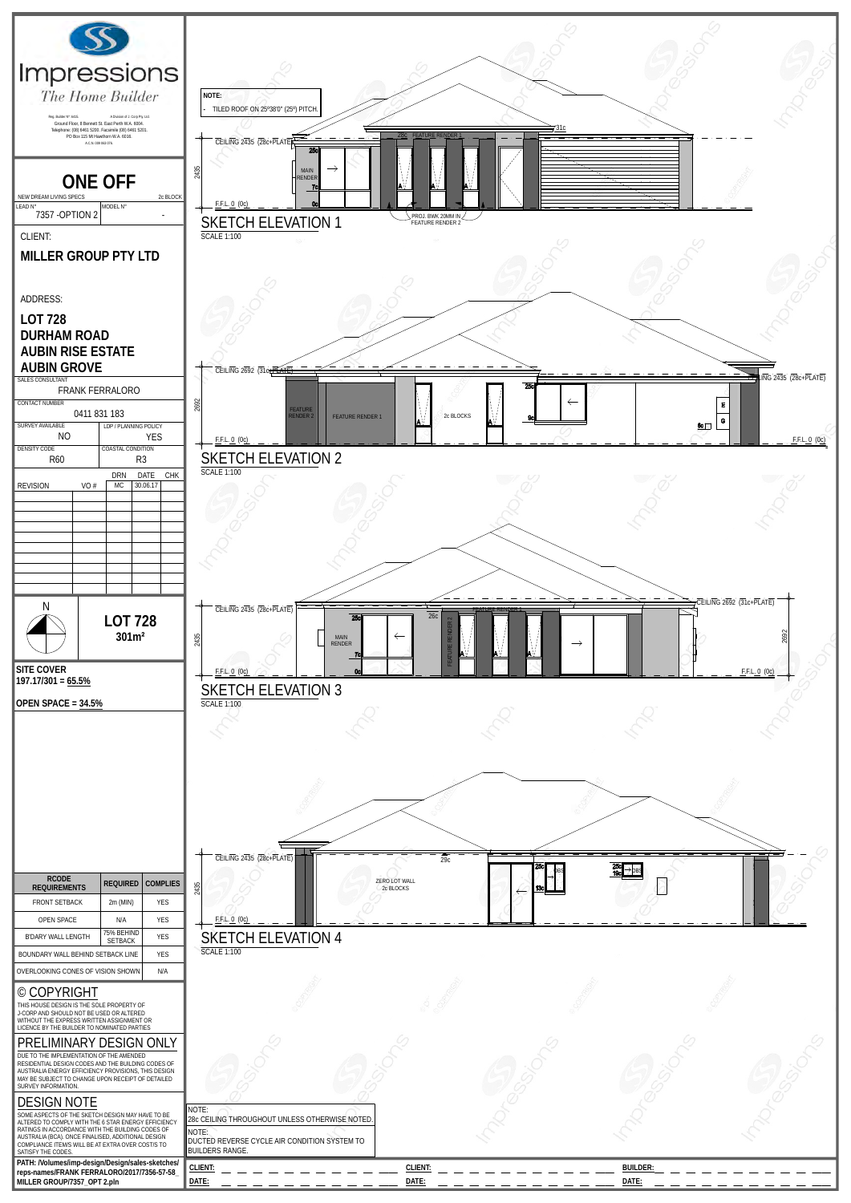# Impressions
*The Home Builder*

Reg. Builder N° 6415. A Division of J. Corp Pty Ltd.
Ground Floor, 8 Bennett St. East Perth W.A. 6004.
Telephone: (08) 6461 5200. Facsimile (08) 6461 5201.
PO Box 115 Mt Hawthorn W.A. 6016.
A.C.N. 008 863 074.

## ONE OFF

NEW DREAM LIVING SPECS — 2c BLOCK

| LEAD N° | MODEL N° |
|---|---|
| 7357 -OPTION 2 | - |

CLIENT:

**MILLER GROUP PTY LTD**

ADDRESS:

**LOT 728**
**DURHAM ROAD**
**AUBIN RISE ESTATE**
**AUBIN GROVE**

| | |
|---|---|
| SALES CONSULTANT | FRANK FERRALORO |
| CONTACT NUMBER | 0411 831 183 |
| SURVEY AVAILABLE: NO | LDP / PLANNING POLICY: YES |
| DENSITY CODE: R60 | COASTAL CONDITION: R3 |

| REVISION | VO # | DRN | DATE | CHK |
|---|---|---|---|---|
| | | MC | 30.06.17 | |

N

**LOT 728**
**301m²**

**SITE COVER**
**197.17/301 = 65.5%**

**OPEN SPACE = 34.5%**

| RCODE REQUIREMENTS | REQUIRED | COMPLIES |
|---|---|---|
| FRONT SETBACK | 2m (MIN) | YES |
| OPEN SPACE | N/A | YES |
| B'DARY WALL LENGTH | 75% BEHIND SETBACK | YES |
| BOUNDARY WALL BEHIND SETBACK LINE | | YES |
| OVERLOOKING CONES OF VISION SHOWN | | N/A |

## © COPYRIGHT
THIS HOUSE DESIGN IS THE SOLE PROPERTY OF J-CORP AND SHOULD NOT BE USED OR ALTERED WITHOUT THE EXPRESS WRITTEN ASSIGNMENT OR LICENCE BY THE BUILDER TO NOMINATED PARTIES

## PRELIMINARY DESIGN ONLY
DUE TO THE IMPLEMENTATION OF THE AMENDED RESIDENTIAL DESIGN CODES AND THE BUILDING CODES OF AUSTRALIA ENERGY EFFICIENCY PROVISIONS, THIS DESIGN MAY BE SUBJECT TO CHANGE UPON RECEIPT OF DETAILED SURVEY INFORMATION.

## DESIGN NOTE
SOME ASPECTS OF THE SKETCH DESIGN MAY HAVE TO BE ALTERED TO COMPLY WITH THE 6 STAR ENERGY EFFICIENCY RATINGS IN ACCORDANCE WITH THE BUILDING CODES OF AUSTRALIA (BCA). ONCE FINALISED, ADDITIONAL DESIGN COMPLIANCE ITEMS WILL BE AT EXTRA OVER COST/S TO SATISFY THE CODES.

**PATH: /Volumes/imp-design/Design/sales-sketches/reps-names/FRANK FERRALORO/2017/7356-57-58_MILLER GROUP/7357_OPT 2.pln**

**NOTE:**
- TILED ROOF ON 25°38'0" (25°) PITCH.

CEILING 2435 (28c+PLATE)
28c FEATURE RENDER 1
31c
25c
MAIN RENDER
7c
0c
2435
F.F.L. 0 (0c)
PROJ. BWK 20MM IN FEATURE RENDER 2

## SKETCH ELEVATION 1
SCALE 1:100

CEILING 2692 (31c+PLATE)
CEILING 2435 (28c+PLATE)
2692
FEATURE RENDER 2
FEATURE RENDER 1
2c BLOCKS
25c
8c
E
G
8c
F.F.L. 0 (0c)
F.F.L. 0 (0c)

## SKETCH ELEVATION 2
SCALE 1:100

CEILING 2435 (28c+PLATE)
CEILING 2692 (31c+PLATE)
FEATURE RENDER 1
25c
26c
MAIN RENDER
FEATURE RENDER 2
7c
0c
2435
2692
F.F.L. 0 (0c)
F.F.L. 0 (0c)

## SKETCH ELEVATION 3
SCALE 1:100

CEILING 2435 (28c+PLATE)
29c
ZERO LOT WALL
2c BLOCKS
28c
OBS
13c
25c
19c
OBS
2435
F.F.L. 0 (0c)

## SKETCH ELEVATION 4
SCALE 1:100

NOTE:
28c CEILING THROUGHOUT UNLESS OTHERWISE NOTED.

NOTE:
DUCTED REVERSE CYCLE AIR CONDITION SYSTEM TO BUILDERS RANGE.

| CLIENT: | CLIENT: | BUILDER: |
|---|---|---|
| DATE: | DATE: | DATE: |